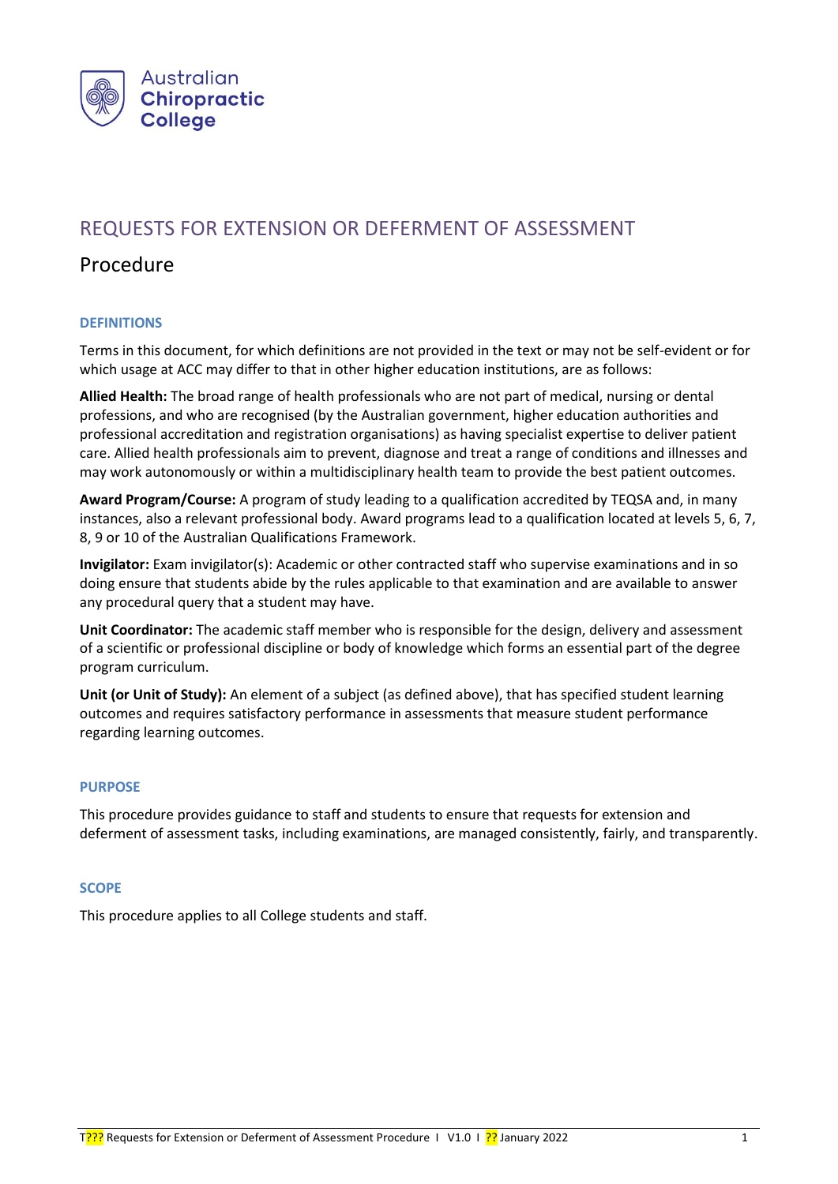Australian Chiropractic College

# REQUESTS FOR EXTENSION OR DEFERMENT OF ASSESSMENT

## Procedure

### DEFINITIONS

Terms in this document, for which definitions are not provided in the text or may not be self-evident or for which usage at ACC may differ to that in other higher education institutions, are as follows:

**Allied Health:** The broad range of health professionals who are not part of medical, nursing or dental professions, and who are recognised (by the Australian government, higher education authorities and professional accreditation and registration organisations) as having specialist expertise to deliver patient care. Allied health professionals aim to prevent, diagnose and treat a range of conditions and illnesses and may work autonomously or within a multidisciplinary health team to provide the best patient outcomes.

**Award Program/Course:** A program of study leading to a qualification accredited by TEQSA and, in many instances, also a relevant professional body. Award programs lead to a qualification located at levels 5, 6, 7, 8, 9 or 10 of the Australian Qualifications Framework.

**Invigilator:** Exam invigilator(s): Academic or other contracted staff who supervise examinations and in so doing ensure that students abide by the rules applicable to that examination and are available to answer any procedural query that a student may have.

**Unit Coordinator:** The academic staff member who is responsible for the design, delivery and assessment of a scientific or professional discipline or body of knowledge which forms an essential part of the degree program curriculum.

**Unit (or Unit of Study):** An element of a subject (as defined above), that has specified student learning outcomes and requires satisfactory performance in assessments that measure student performance regarding learning outcomes.

### PURPOSE

This procedure provides guidance to staff and students to ensure that requests for extension and deferment of assessment tasks, including examinations, are managed consistently, fairly, and transparently.

### SCOPE

This procedure applies to all College students and staff.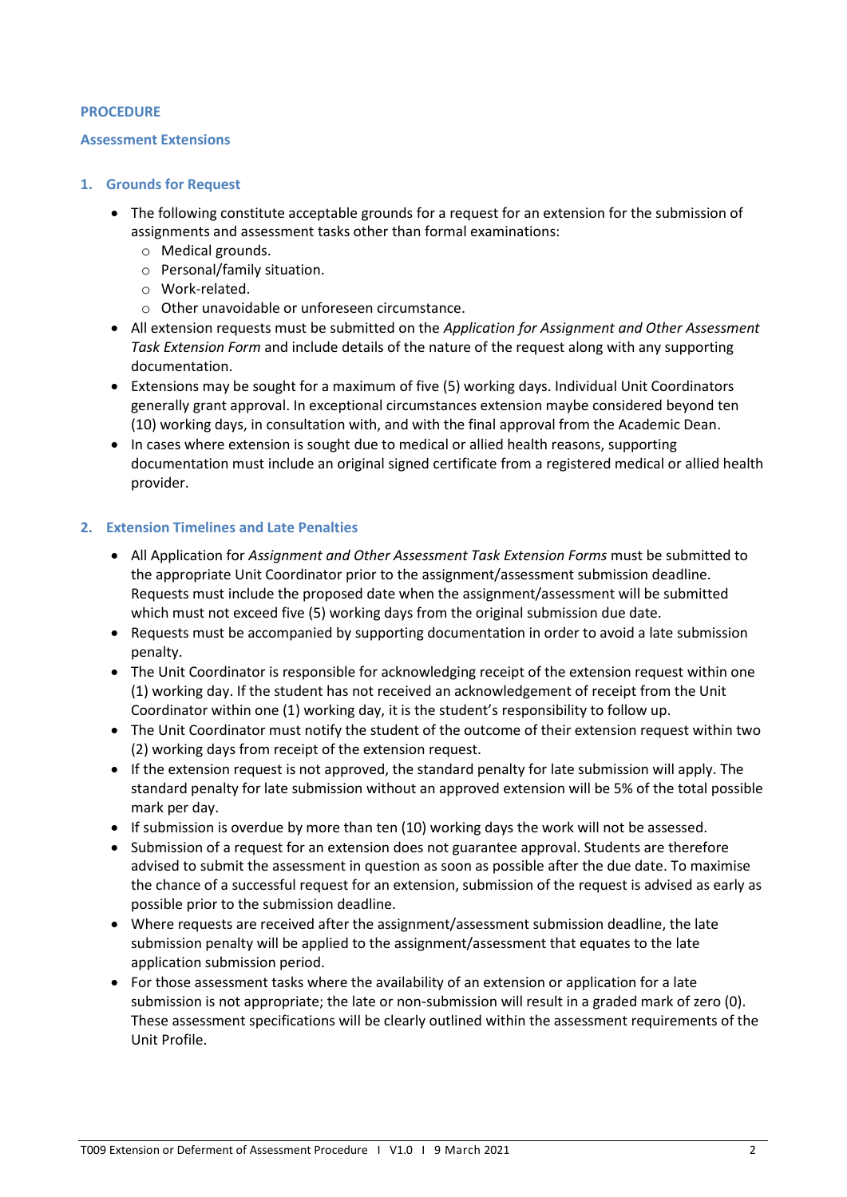**PROCEDURE**

**Assessment Extensions**

## 1. Grounds for Request

- The following constitute acceptable grounds for a request for an extension for the submission of assignments and assessment tasks other than formal examinations:
  - Medical grounds.
  - Personal/family situation.
  - Work-related.
  - Other unavoidable or unforeseen circumstance.
- All extension requests must be submitted on the *Application for Assignment and Other Assessment Task Extension Form* and include details of the nature of the request along with any supporting documentation.
- Extensions may be sought for a maximum of five (5) working days. Individual Unit Coordinators generally grant approval. In exceptional circumstances extension maybe considered beyond ten (10) working days, in consultation with, and with the final approval from the Academic Dean.
- In cases where extension is sought due to medical or allied health reasons, supporting documentation must include an original signed certificate from a registered medical or allied health provider.

## 2. Extension Timelines and Late Penalties

- All Application for *Assignment and Other Assessment Task Extension Forms* must be submitted to the appropriate Unit Coordinator prior to the assignment/assessment submission deadline. Requests must include the proposed date when the assignment/assessment will be submitted which must not exceed five (5) working days from the original submission due date.
- Requests must be accompanied by supporting documentation in order to avoid a late submission penalty.
- The Unit Coordinator is responsible for acknowledging receipt of the extension request within one (1) working day. If the student has not received an acknowledgement of receipt from the Unit Coordinator within one (1) working day, it is the student's responsibility to follow up.
- The Unit Coordinator must notify the student of the outcome of their extension request within two (2) working days from receipt of the extension request.
- If the extension request is not approved, the standard penalty for late submission will apply. The standard penalty for late submission without an approved extension will be 5% of the total possible mark per day.
- If submission is overdue by more than ten (10) working days the work will not be assessed.
- Submission of a request for an extension does not guarantee approval. Students are therefore advised to submit the assessment in question as soon as possible after the due date. To maximise the chance of a successful request for an extension, submission of the request is advised as early as possible prior to the submission deadline.
- Where requests are received after the assignment/assessment submission deadline, the late submission penalty will be applied to the assignment/assessment that equates to the late application submission period.
- For those assessment tasks where the availability of an extension or application for a late submission is not appropriate; the late or non-submission will result in a graded mark of zero (0). These assessment specifications will be clearly outlined within the assessment requirements of the Unit Profile.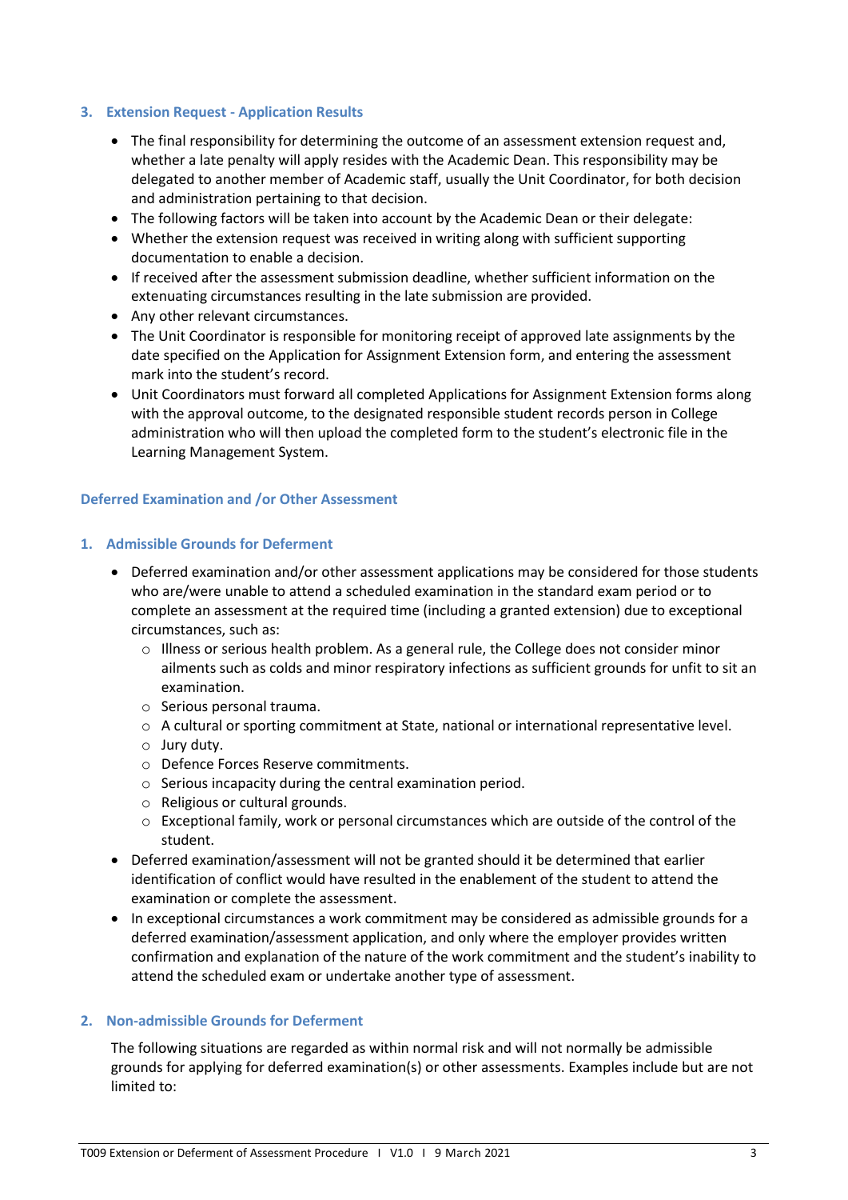### 3. Extension Request - Application Results

- The final responsibility for determining the outcome of an assessment extension request and, whether a late penalty will apply resides with the Academic Dean. This responsibility may be delegated to another member of Academic staff, usually the Unit Coordinator, for both decision and administration pertaining to that decision.
- The following factors will be taken into account by the Academic Dean or their delegate:
- Whether the extension request was received in writing along with sufficient supporting documentation to enable a decision.
- If received after the assessment submission deadline, whether sufficient information on the extenuating circumstances resulting in the late submission are provided.
- Any other relevant circumstances.
- The Unit Coordinator is responsible for monitoring receipt of approved late assignments by the date specified on the Application for Assignment Extension form, and entering the assessment mark into the student's record.
- Unit Coordinators must forward all completed Applications for Assignment Extension forms along with the approval outcome, to the designated responsible student records person in College administration who will then upload the completed form to the student's electronic file in the Learning Management System.

## Deferred Examination and /or Other Assessment

### 1. Admissible Grounds for Deferment

- Deferred examination and/or other assessment applications may be considered for those students who are/were unable to attend a scheduled examination in the standard exam period or to complete an assessment at the required time (including a granted extension) due to exceptional circumstances, such as:
  - Illness or serious health problem. As a general rule, the College does not consider minor ailments such as colds and minor respiratory infections as sufficient grounds for unfit to sit an examination.
  - Serious personal trauma.
  - A cultural or sporting commitment at State, national or international representative level.
  - Jury duty.
  - Defence Forces Reserve commitments.
  - Serious incapacity during the central examination period.
  - Religious or cultural grounds.
  - Exceptional family, work or personal circumstances which are outside of the control of the student.
- Deferred examination/assessment will not be granted should it be determined that earlier identification of conflict would have resulted in the enablement of the student to attend the examination or complete the assessment.
- In exceptional circumstances a work commitment may be considered as admissible grounds for a deferred examination/assessment application, and only where the employer provides written confirmation and explanation of the nature of the work commitment and the student's inability to attend the scheduled exam or undertake another type of assessment.

### 2. Non-admissible Grounds for Deferment

The following situations are regarded as within normal risk and will not normally be admissible grounds for applying for deferred examination(s) or other assessments. Examples include but are not limited to: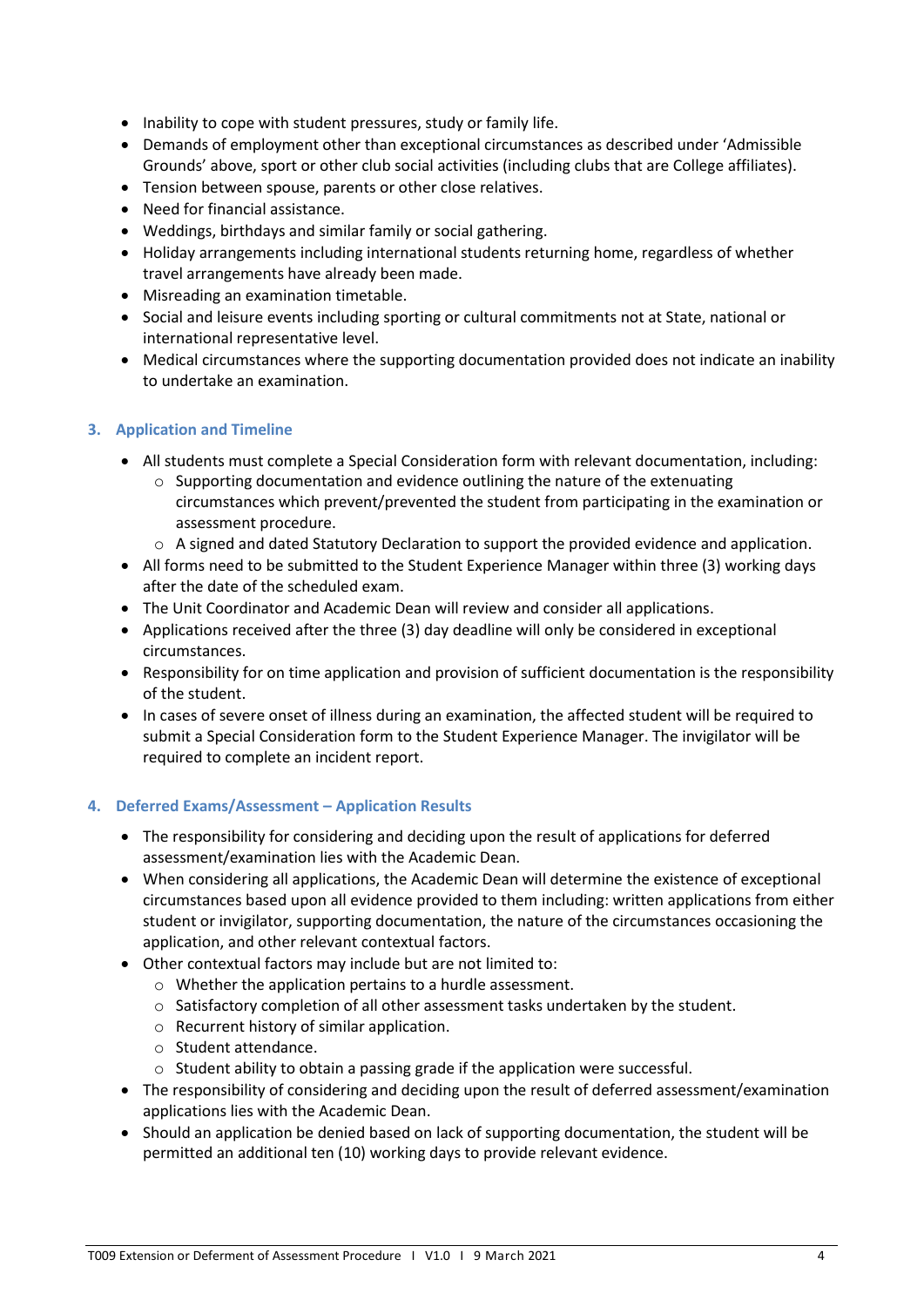- Inability to cope with student pressures, study or family life.
- Demands of employment other than exceptional circumstances as described under 'Admissible Grounds' above, sport or other club social activities (including clubs that are College affiliates).
- Tension between spouse, parents or other close relatives.
- Need for financial assistance.
- Weddings, birthdays and similar family or social gathering.
- Holiday arrangements including international students returning home, regardless of whether travel arrangements have already been made.
- Misreading an examination timetable.
- Social and leisure events including sporting or cultural commitments not at State, national or international representative level.
- Medical circumstances where the supporting documentation provided does not indicate an inability to undertake an examination.

## 3. Application and Timeline

- All students must complete a Special Consideration form with relevant documentation, including:
  - Supporting documentation and evidence outlining the nature of the extenuating circumstances which prevent/prevented the student from participating in the examination or assessment procedure.
  - A signed and dated Statutory Declaration to support the provided evidence and application.
- All forms need to be submitted to the Student Experience Manager within three (3) working days after the date of the scheduled exam.
- The Unit Coordinator and Academic Dean will review and consider all applications.
- Applications received after the three (3) day deadline will only be considered in exceptional circumstances.
- Responsibility for on time application and provision of sufficient documentation is the responsibility of the student.
- In cases of severe onset of illness during an examination, the affected student will be required to submit a Special Consideration form to the Student Experience Manager. The invigilator will be required to complete an incident report.

## 4. Deferred Exams/Assessment – Application Results

- The responsibility for considering and deciding upon the result of applications for deferred assessment/examination lies with the Academic Dean.
- When considering all applications, the Academic Dean will determine the existence of exceptional circumstances based upon all evidence provided to them including: written applications from either student or invigilator, supporting documentation, the nature of the circumstances occasioning the application, and other relevant contextual factors.
- Other contextual factors may include but are not limited to:
  - Whether the application pertains to a hurdle assessment.
  - Satisfactory completion of all other assessment tasks undertaken by the student.
  - Recurrent history of similar application.
  - Student attendance.
  - Student ability to obtain a passing grade if the application were successful.
- The responsibility of considering and deciding upon the result of deferred assessment/examination applications lies with the Academic Dean.
- Should an application be denied based on lack of supporting documentation, the student will be permitted an additional ten (10) working days to provide relevant evidence.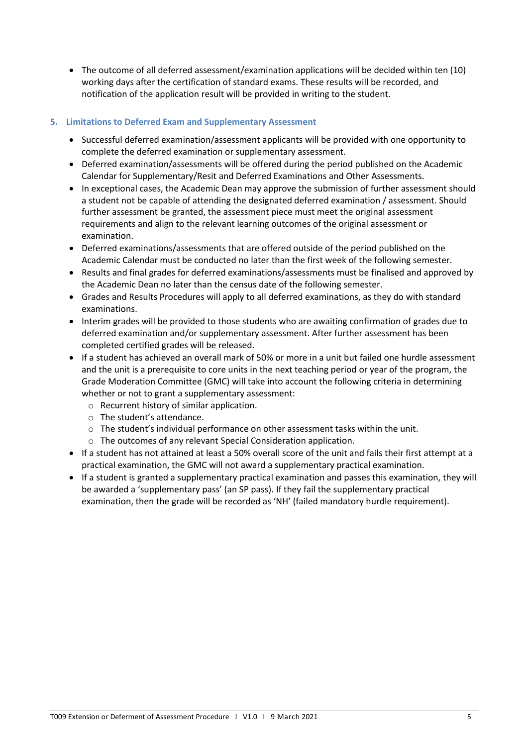- The outcome of all deferred assessment/examination applications will be decided within ten (10) working days after the certification of standard exams. These results will be recorded, and notification of the application result will be provided in writing to the student.

## 5. Limitations to Deferred Exam and Supplementary Assessment

- Successful deferred examination/assessment applicants will be provided with one opportunity to complete the deferred examination or supplementary assessment.
- Deferred examination/assessments will be offered during the period published on the Academic Calendar for Supplementary/Resit and Deferred Examinations and Other Assessments.
- In exceptional cases, the Academic Dean may approve the submission of further assessment should a student not be capable of attending the designated deferred examination / assessment. Should further assessment be granted, the assessment piece must meet the original assessment requirements and align to the relevant learning outcomes of the original assessment or examination.
- Deferred examinations/assessments that are offered outside of the period published on the Academic Calendar must be conducted no later than the first week of the following semester.
- Results and final grades for deferred examinations/assessments must be finalised and approved by the Academic Dean no later than the census date of the following semester.
- Grades and Results Procedures will apply to all deferred examinations, as they do with standard examinations.
- Interim grades will be provided to those students who are awaiting confirmation of grades due to deferred examination and/or supplementary assessment. After further assessment has been completed certified grades will be released.
- If a student has achieved an overall mark of 50% or more in a unit but failed one hurdle assessment and the unit is a prerequisite to core units in the next teaching period or year of the program, the Grade Moderation Committee (GMC) will take into account the following criteria in determining whether or not to grant a supplementary assessment:
  - Recurrent history of similar application.
  - The student's attendance.
  - The student's individual performance on other assessment tasks within the unit.
  - The outcomes of any relevant Special Consideration application.
- If a student has not attained at least a 50% overall score of the unit and fails their first attempt at a practical examination, the GMC will not award a supplementary practical examination.
- If a student is granted a supplementary practical examination and passes this examination, they will be awarded a 'supplementary pass' (an SP pass). If they fail the supplementary practical examination, then the grade will be recorded as 'NH' (failed mandatory hurdle requirement).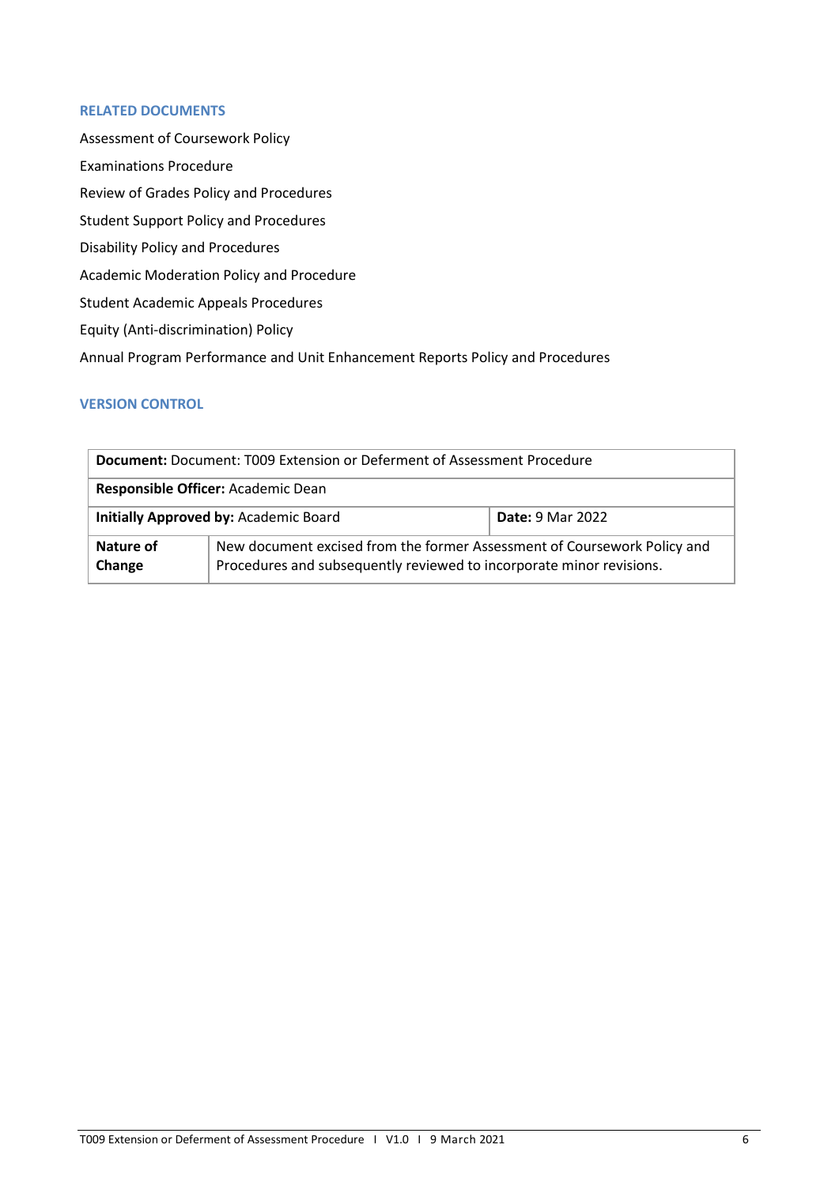## RELATED DOCUMENTS

Assessment of Coursework Policy

Examinations Procedure

Review of Grades Policy and Procedures

Student Support Policy and Procedures

Disability Policy and Procedures

Academic Moderation Policy and Procedure

Student Academic Appeals Procedures

Equity (Anti-discrimination) Policy

Annual Program Performance and Unit Enhancement Reports Policy and Procedures

## VERSION CONTROL

| | | |
|---|---|---|
| **Document:** Document: T009 Extension or Deferment of Assessment Procedure | | |
| **Responsible Officer:** Academic Dean | | |
| **Initially Approved by:** Academic Board | | **Date:** 9 Mar 2022 |
| **Nature of Change** | New document excised from the former Assessment of Coursework Policy and Procedures and subsequently reviewed to incorporate minor revisions. | |